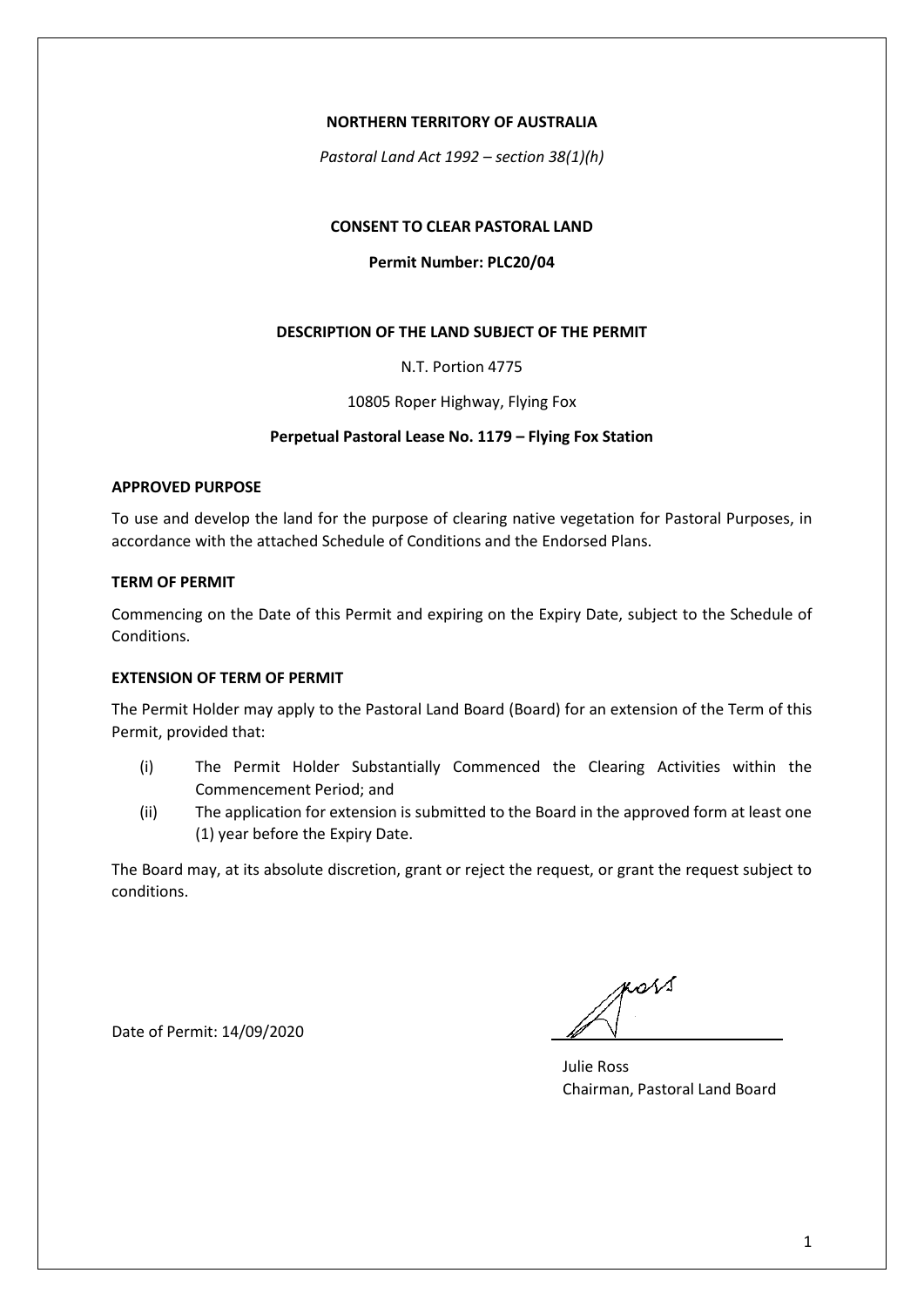**NORTHERN TERRITORY OF AUSTRALIA**

*Pastoral Land Act 1992 – section 38(1)(h)*

**CONSENT TO CLEAR PASTORAL LAND**

**Permit Number: PLC20/04**

**DESCRIPTION OF THE LAND SUBJECT OF THE PERMIT**

N.T. Portion 4775

10805 Roper Highway, Flying Fox

**Perpetual Pastoral Lease No. 1179 – Flying Fox Station**

**APPROVED PURPOSE**

To use and develop the land for the purpose of clearing native vegetation for Pastoral Purposes, in accordance with the attached Schedule of Conditions and the Endorsed Plans.

**TERM OF PERMIT**

Commencing on the Date of this Permit and expiring on the Expiry Date, subject to the Schedule of Conditions.

**EXTENSION OF TERM OF PERMIT**

The Permit Holder may apply to the Pastoral Land Board (Board) for an extension of the Term of this Permit, provided that:

(i) The Permit Holder Substantially Commenced the Clearing Activities within the Commencement Period; and

(ii) The application for extension is submitted to the Board in the approved form at least one (1) year before the Expiry Date.

The Board may, at its absolute discretion, grant or reject the request, or grant the request subject to conditions.

Date of Permit: 14/09/2020

Julie Ross
Chairman, Pastoral Land Board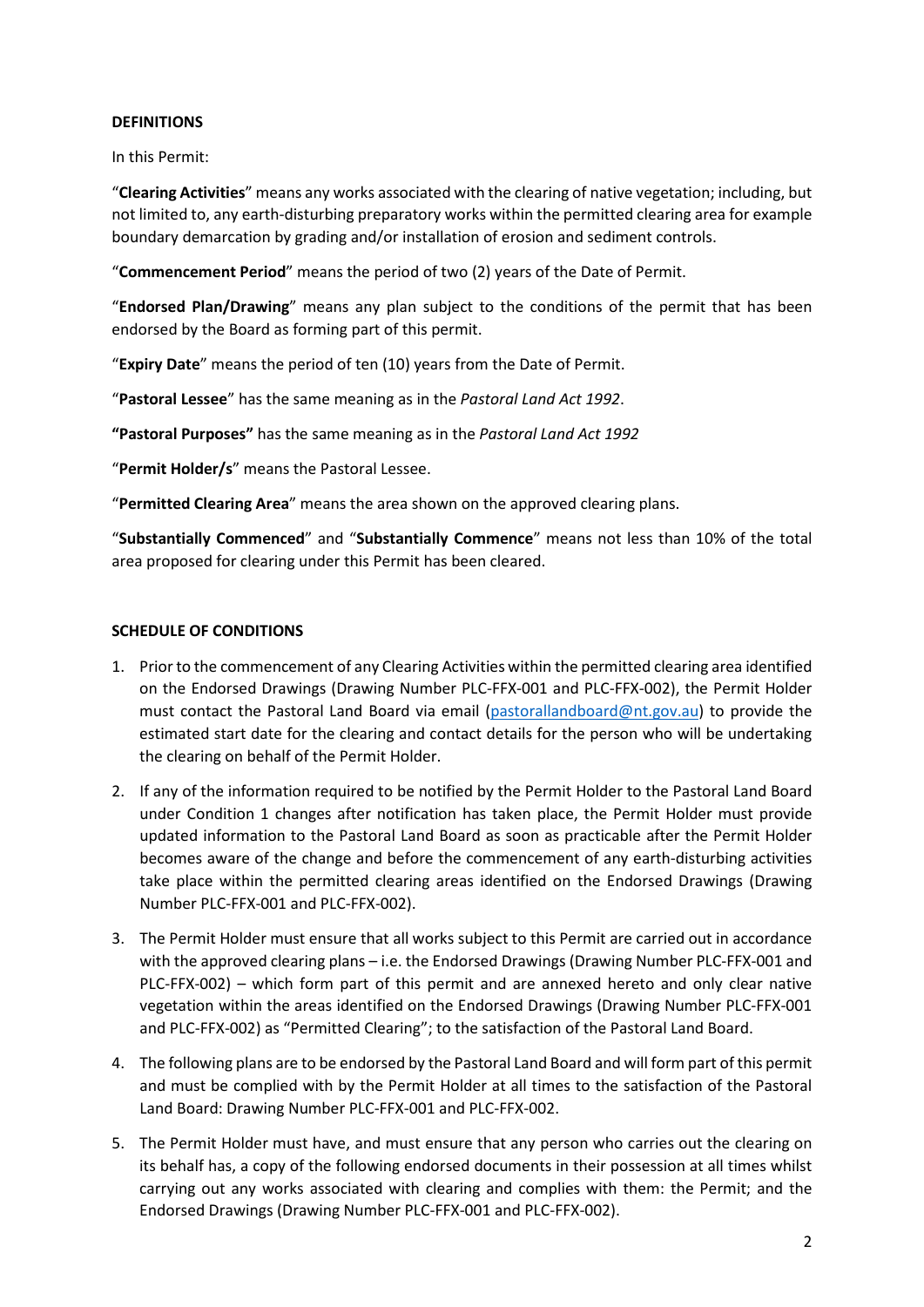**DEFINITIONS**

In this Permit:

"**Clearing Activities**" means any works associated with the clearing of native vegetation; including, but not limited to, any earth-disturbing preparatory works within the permitted clearing area for example boundary demarcation by grading and/or installation of erosion and sediment controls.

"**Commencement Period**" means the period of two (2) years of the Date of Permit.

"**Endorsed Plan/Drawing**" means any plan subject to the conditions of the permit that has been endorsed by the Board as forming part of this permit.

"**Expiry Date**" means the period of ten (10) years from the Date of Permit.

"**Pastoral Lessee**" has the same meaning as in the *Pastoral Land Act 1992*.

**"Pastoral Purposes"** has the same meaning as in the *Pastoral Land Act 1992*

"**Permit Holder/s**" means the Pastoral Lessee.

"**Permitted Clearing Area**" means the area shown on the approved clearing plans.

"**Substantially Commenced**" and "**Substantially Commence**" means not less than 10% of the total area proposed for clearing under this Permit has been cleared.

**SCHEDULE OF CONDITIONS**

1. Prior to the commencement of any Clearing Activities within the permitted clearing area identified on the Endorsed Drawings (Drawing Number PLC-FFX-001 and PLC-FFX-002), the Permit Holder must contact the Pastoral Land Board via email (pastorallandboard@nt.gov.au) to provide the estimated start date for the clearing and contact details for the person who will be undertaking the clearing on behalf of the Permit Holder.
2. If any of the information required to be notified by the Permit Holder to the Pastoral Land Board under Condition 1 changes after notification has taken place, the Permit Holder must provide updated information to the Pastoral Land Board as soon as practicable after the Permit Holder becomes aware of the change and before the commencement of any earth-disturbing activities take place within the permitted clearing areas identified on the Endorsed Drawings (Drawing Number PLC-FFX-001 and PLC-FFX-002).
3. The Permit Holder must ensure that all works subject to this Permit are carried out in accordance with the approved clearing plans – i.e. the Endorsed Drawings (Drawing Number PLC-FFX-001 and PLC-FFX-002) – which form part of this permit and are annexed hereto and only clear native vegetation within the areas identified on the Endorsed Drawings (Drawing Number PLC-FFX-001 and PLC-FFX-002) as "Permitted Clearing"; to the satisfaction of the Pastoral Land Board.
4. The following plans are to be endorsed by the Pastoral Land Board and will form part of this permit and must be complied with by the Permit Holder at all times to the satisfaction of the Pastoral Land Board: Drawing Number PLC-FFX-001 and PLC-FFX-002.
5. The Permit Holder must have, and must ensure that any person who carries out the clearing on its behalf has, a copy of the following endorsed documents in their possession at all times whilst carrying out any works associated with clearing and complies with them: the Permit; and the Endorsed Drawings (Drawing Number PLC-FFX-001 and PLC-FFX-002).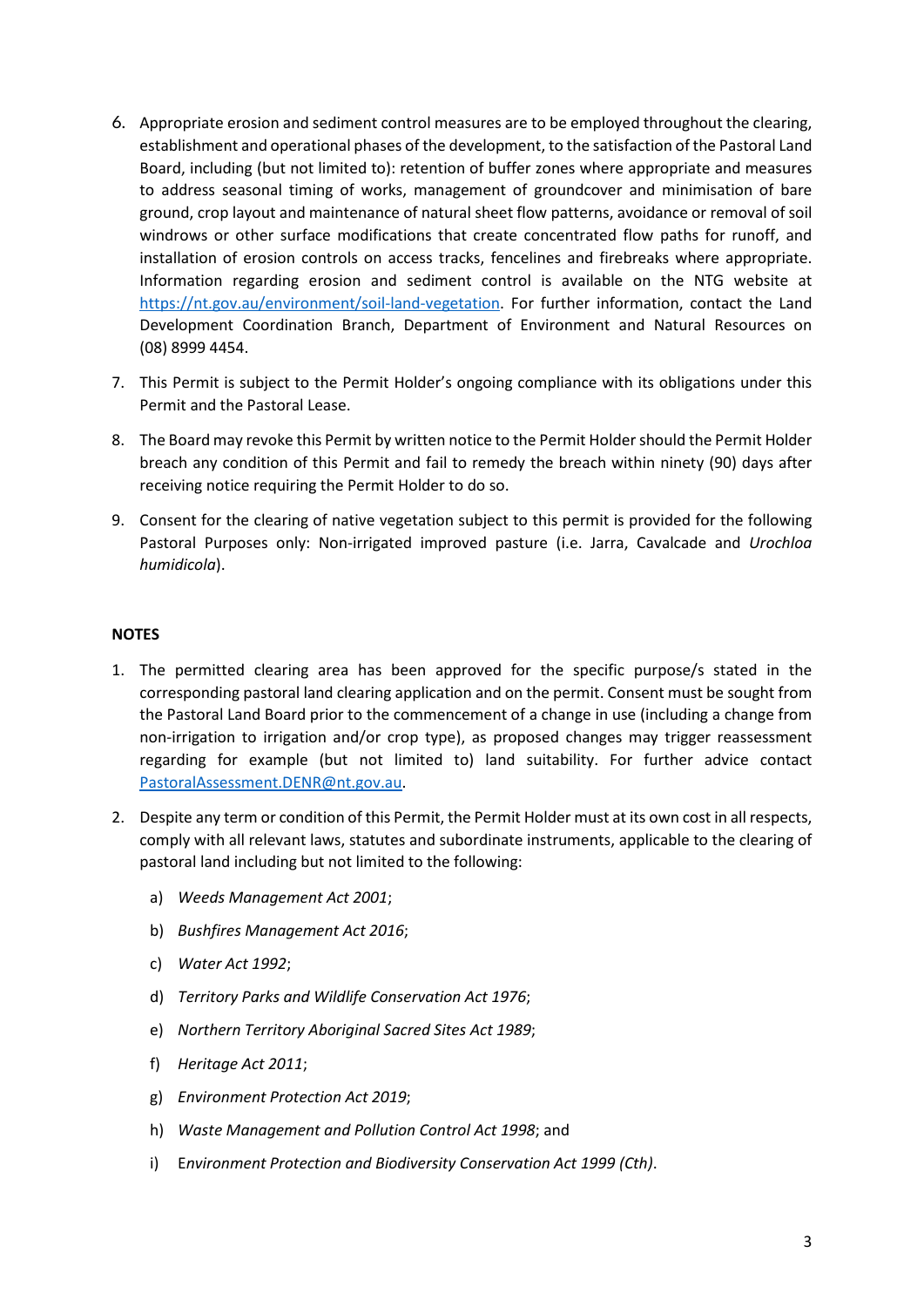6. Appropriate erosion and sediment control measures are to be employed throughout the clearing, establishment and operational phases of the development, to the satisfaction of the Pastoral Land Board, including (but not limited to): retention of buffer zones where appropriate and measures to address seasonal timing of works, management of groundcover and minimisation of bare ground, crop layout and maintenance of natural sheet flow patterns, avoidance or removal of soil windrows or other surface modifications that create concentrated flow paths for runoff, and installation of erosion controls on access tracks, fencelines and firebreaks where appropriate. Information regarding erosion and sediment control is available on the NTG website at [https://nt.gov.au/environment/soil-land-vegetation](https://nt.gov.au/environment/soil-land-vegetation). For further information, contact the Land Development Coordination Branch, Department of Environment and Natural Resources on (08) 8999 4454.

7. This Permit is subject to the Permit Holder's ongoing compliance with its obligations under this Permit and the Pastoral Lease.

8. The Board may revoke this Permit by written notice to the Permit Holder should the Permit Holder breach any condition of this Permit and fail to remedy the breach within ninety (90) days after receiving notice requiring the Permit Holder to do so.

9. Consent for the clearing of native vegetation subject to this permit is provided for the following Pastoral Purposes only: Non-irrigated improved pasture (i.e. Jarra, Cavalcade and *Urochloa humidicola*).

**NOTES**

1. The permitted clearing area has been approved for the specific purpose/s stated in the corresponding pastoral land clearing application and on the permit. Consent must be sought from the Pastoral Land Board prior to the commencement of a change in use (including a change from non-irrigation to irrigation and/or crop type), as proposed changes may trigger reassessment regarding for example (but not limited to) land suitability. For further advice contact [PastoralAssessment.DENR@nt.gov.au](mailto:PastoralAssessment.DENR@nt.gov.au).

2. Despite any term or condition of this Permit, the Permit Holder must at its own cost in all respects, comply with all relevant laws, statutes and subordinate instruments, applicable to the clearing of pastoral land including but not limited to the following:

   a) *Weeds Management Act 2001*;

   b) *Bushfires Management Act 2016*;

   c) *Water Act 1992*;

   d) *Territory Parks and Wildlife Conservation Act 1976*;

   e) *Northern Territory Aboriginal Sacred Sites Act 1989*;

   f) *Heritage Act 2011*;

   g) *Environment Protection Act 2019*;

   h) *Waste Management and Pollution Control Act 1998*; and

   i) E*nvironment Protection and Biodiversity Conservation Act 1999 (Cth)*.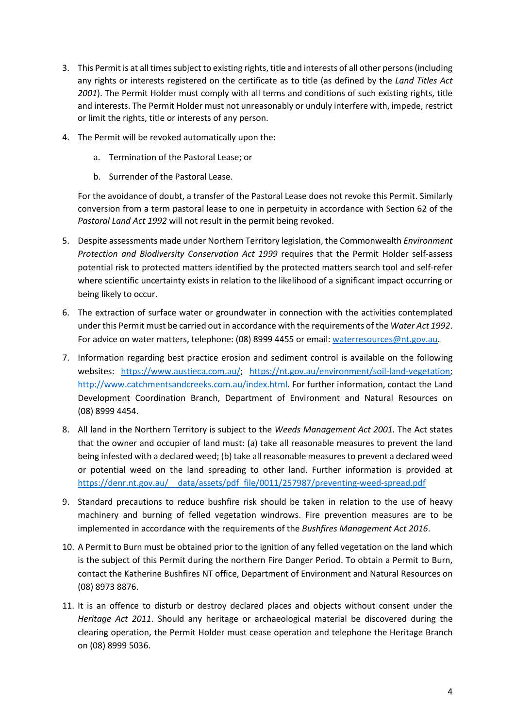3. This Permit is at all times subject to existing rights, title and interests of all other persons (including any rights or interests registered on the certificate as to title (as defined by the *Land Titles Act 2001*). The Permit Holder must comply with all terms and conditions of such existing rights, title and interests. The Permit Holder must not unreasonably or unduly interfere with, impede, restrict or limit the rights, title or interests of any person.

4. The Permit will be revoked automatically upon the:

    a. Termination of the Pastoral Lease; or

    b. Surrender of the Pastoral Lease.

    For the avoidance of doubt, a transfer of the Pastoral Lease does not revoke this Permit. Similarly conversion from a term pastoral lease to one in perpetuity in accordance with Section 62 of the *Pastoral Land Act 1992* will not result in the permit being revoked.

5. Despite assessments made under Northern Territory legislation, the Commonwealth *Environment Protection and Biodiversity Conservation Act 1999* requires that the Permit Holder self-assess potential risk to protected matters identified by the protected matters search tool and self-refer where scientific uncertainty exists in relation to the likelihood of a significant impact occurring or being likely to occur.

6. The extraction of surface water or groundwater in connection with the activities contemplated under this Permit must be carried out in accordance with the requirements of the *Water Act 1992*. For advice on water matters, telephone: (08) 8999 4455 or email: waterresources@nt.gov.au.

7. Information regarding best practice erosion and sediment control is available on the following websites: https://www.austieca.com.au/; https://nt.gov.au/environment/soil-land-vegetation; http://www.catchmentsandcreeks.com.au/index.html. For further information, contact the Land Development Coordination Branch, Department of Environment and Natural Resources on (08) 8999 4454.

8. All land in the Northern Territory is subject to the *Weeds Management Act 2001*. The Act states that the owner and occupier of land must: (a) take all reasonable measures to prevent the land being infested with a declared weed; (b) take all reasonable measures to prevent a declared weed or potential weed on the land spreading to other land. Further information is provided at https://denr.nt.gov.au/__data/assets/pdf_file/0011/257987/preventing-weed-spread.pdf

9. Standard precautions to reduce bushfire risk should be taken in relation to the use of heavy machinery and burning of felled vegetation windrows. Fire prevention measures are to be implemented in accordance with the requirements of the *Bushfires Management Act 2016*.

10. A Permit to Burn must be obtained prior to the ignition of any felled vegetation on the land which is the subject of this Permit during the northern Fire Danger Period. To obtain a Permit to Burn, contact the Katherine Bushfires NT office, Department of Environment and Natural Resources on (08) 8973 8876.

11. It is an offence to disturb or destroy declared places and objects without consent under the *Heritage Act 2011*. Should any heritage or archaeological material be discovered during the clearing operation, the Permit Holder must cease operation and telephone the Heritage Branch on (08) 8999 5036.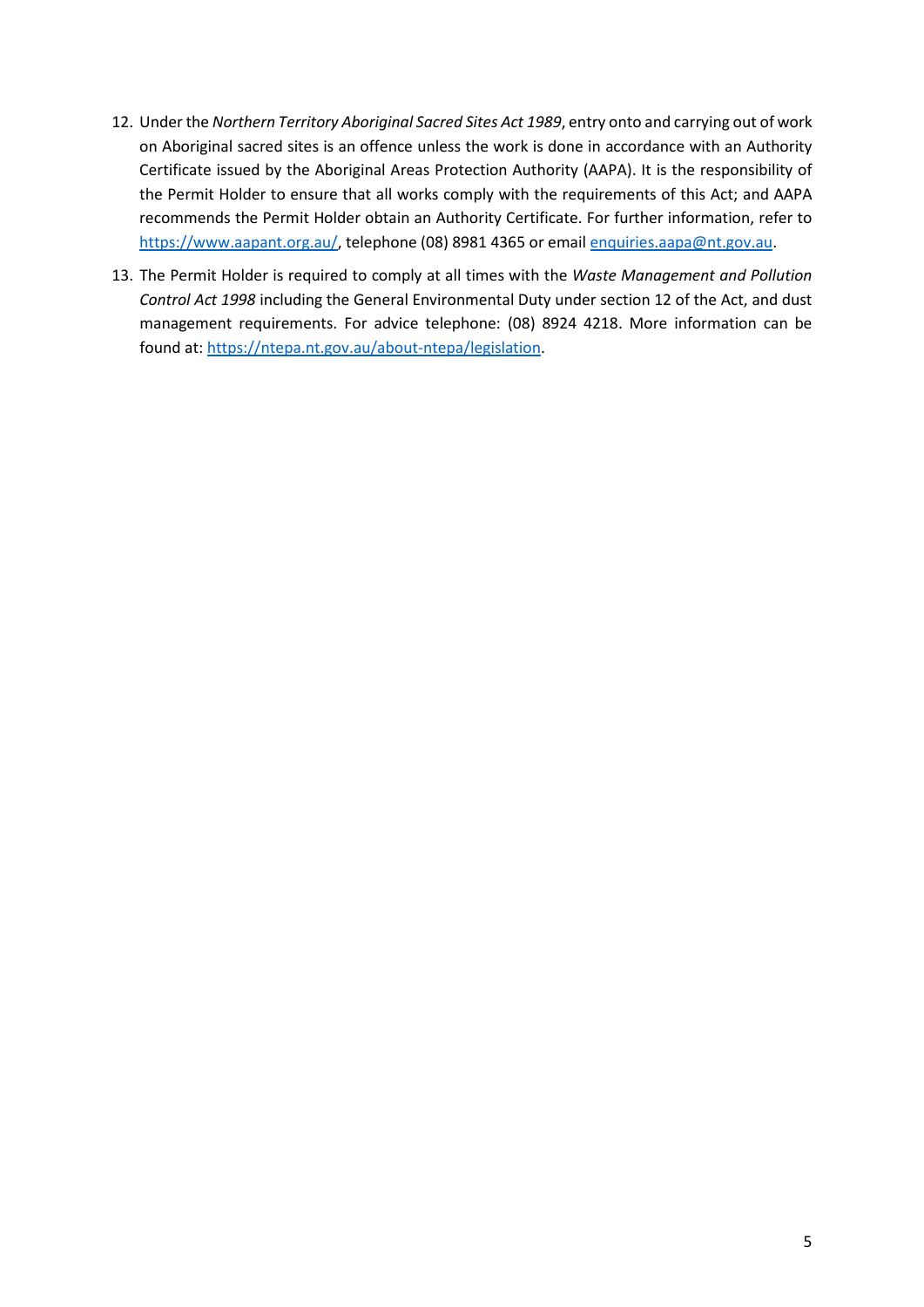12. Under the *Northern Territory Aboriginal Sacred Sites Act 1989*, entry onto and carrying out of work on Aboriginal sacred sites is an offence unless the work is done in accordance with an Authority Certificate issued by the Aboriginal Areas Protection Authority (AAPA). It is the responsibility of the Permit Holder to ensure that all works comply with the requirements of this Act; and AAPA recommends the Permit Holder obtain an Authority Certificate. For further information, refer to https://www.aapant.org.au/, telephone (08) 8981 4365 or email enquiries.aapa@nt.gov.au.

13. The Permit Holder is required to comply at all times with the *Waste Management and Pollution Control Act 1998* including the General Environmental Duty under section 12 of the Act, and dust management requirements. For advice telephone: (08) 8924 4218. More information can be found at: https://ntepa.nt.gov.au/about-ntepa/legislation.